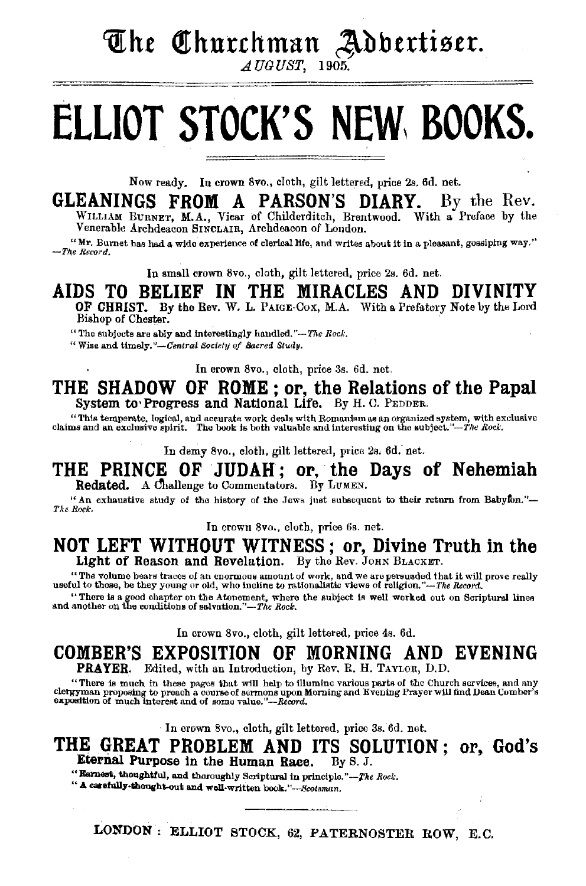# The Churchman Advertiser.

*AUGUST,* 1905.

# ELLIOT STOCK'S NEW BOOKS.

Now ready. In crown 8vo., cloth, gilt lettered, price 2s. 6d. net.

## GLEANINGS FROM A PARSON'S DIARY. By the Rev.

WILLIAM BURNET, M.A., Vicar of Childerditch, Brentwood. With a Preface by the Venerable Archdeacon SINCLAIR, Archdeacon of London.

"Mr. Burnet has had a wide experience of clerical life, and writes about it in a pleasant, gossiping way." —*The Record.*

In small crown 8vo., cloth, gilt lettered, price 2s. 6d. net.

## AIDS TO BELIEF IN THE MIRACLES AND DIVINITY OF CHRIST.

By the Rev. W. L. PAIGE-COX, M.A. With a Prefatory Note by the Lord Bishop of Chester.

"The subjects are ably and interestingly handled."—*The Rock.*
"Wise and timely."—*Central Society of Sacred Study.*

In crown 8vo., cloth, price 3s. 6d. net.

## THE SHADOW OF ROME; or, the Relations of the Papal System to Progress and National Life.

By H. C. PEDDER.

"This temperate, logical, and accurate work deals with Romanism as an organized system, with exclusive claims and an exclusive spirit. The book is both valuable and interesting on the subject."—*The Rock.*

In demy 8vo., cloth, gilt lettered, price 2s. 6d. net.

## THE PRINCE OF JUDAH; or, the Days of Nehemiah Redated.

A Challenge to Commentators. By LUMEN.

"An exhaustive study of the history of the Jews just subsequent to their return from Babylon."—*The Rock.*

In crown 8vo., cloth, price 6s. net.

## NOT LEFT WITHOUT WITNESS; or, Divine Truth in the Light of Reason and Revelation.

By the Rev. JOHN BLACKET.

"The volume bears traces of an enormous amount of work, and we are persuaded that it will prove really useful to those, be they young or old, who incline to rationalistic views of religion."—*The Record.*

"There is a good chapter on the Atonement, where the subject is well worked out on Scriptural lines and another on the conditions of salvation."—*The Rock.*

In crown 8vo., cloth, gilt lettered, price 4s. 6d.

## COMBER'S EXPOSITION OF MORNING AND EVENING PRAYER.

Edited, with an Introduction, by Rev. R. H. TAYLOR, D.D.

"There is much in these pages that will help to illumine various parts of the Church services, and any clergyman proposing to preach a course of sermons upon Morning and Evening Prayer will find Dean Comber's exposition of much interest and of some value."—*Record.*

In crown 8vo., cloth, gilt lettered, price 3s. 6d. net.

## THE GREAT PROBLEM AND ITS SOLUTION; or, God's Eternal Purpose in the Human Race.

By S. J.

"Earnest, thoughtful, and thoroughly Scriptural in principle."—*The Rock.*
"A carefully-thought-out and well-written book."—*Scotsman.*

LONDON: ELLIOT STOCK, 62, PATERNOSTER ROW, E.C.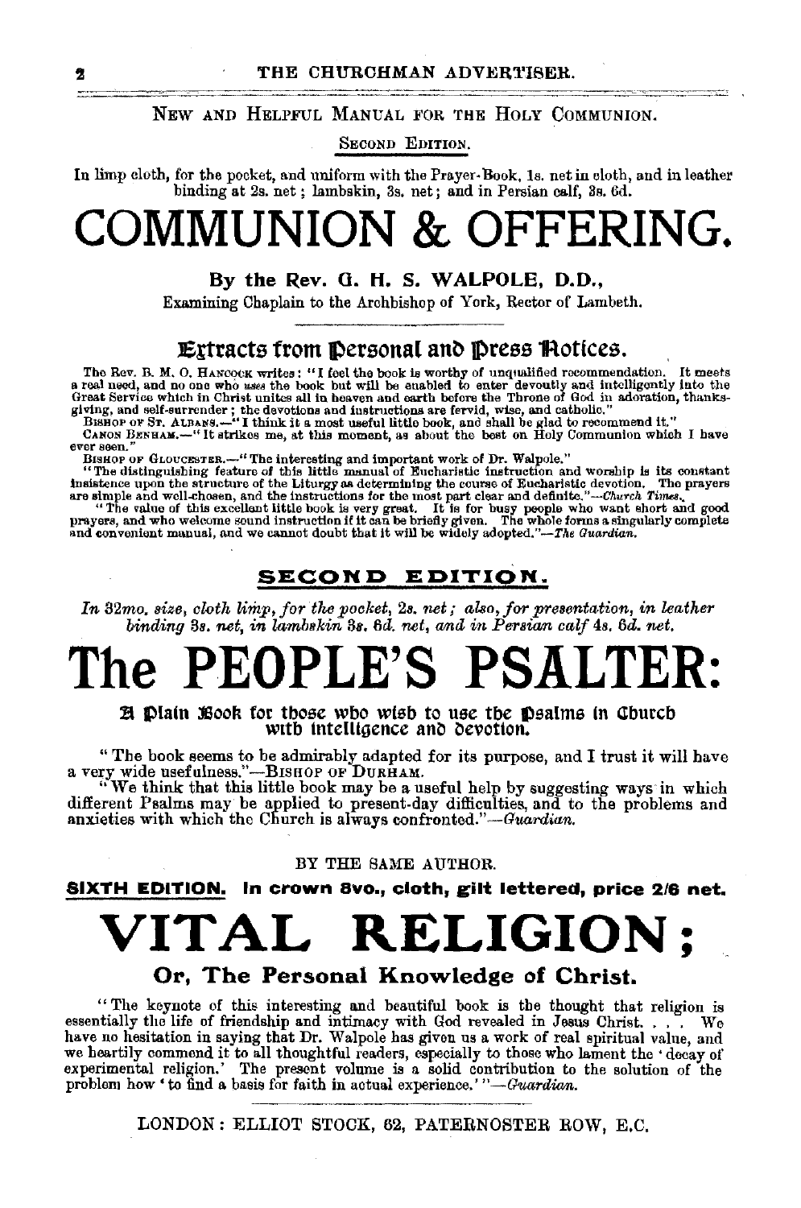NEW AND HELPFUL MANUAL FOR THE HOLY COMMUNION.

SECOND EDITION.

In limp cloth, for the pocket, and uniform with the Prayer-Book, 1s. net in cloth, and in leather binding at 2s. net; lambskin, 3s. net; and in Persian calf, 3s. 6d.

# COMMUNION & OFFERING.

## By the Rev. G. H. S. WALPOLE, D.D.,

Examining Chaplain to the Archbishop of York, Rector of Lambeth.

### Extracts from Personal and Press Notices.

The Rev. B. M. O. HANCOCK writes: "I feel the book is worthy of unqualified recommendation. It meets a real need, and no one who *uses* the book but will be enabled to enter devoutly and intelligently into the Great Service which in Christ unites all in heaven and earth before the Throne of God in adoration, thanksgiving, and self-surrender; the devotions and instructions are fervid, wise, and catholic."

BISHOP OF ST. ALBANS.—"I think it a most useful little book, and shall be glad to recommend it."

CANON BENHAM.—"It strikes me, at this moment, as about the best on Holy Communion which I have ever seen."

BISHOP OF GLOUCESTER.—"The interesting and important work of Dr. Walpole."

"The distinguishing feature of this little manual of Eucharistic instruction and worship is its constant insistence upon the structure of the Liturgy as determining the course of Eucharistic devotion. The prayers are simple and well-chosen, and the instructions for the most part clear and definite."—*Church Times*.

"The value of this excellent little book is very great. It is for busy people who want short and good prayers, and who welcome sound instruction if it can be briefly given. The whole forms a singularly complete and convenient manual, and we cannot doubt that it will be widely adopted."—*The Guardian*.

**SECOND EDITION.**

*In 32mo. size, cloth limp, for the pocket, 2s. net; also, for presentation, in leather binding 3s. net, in lambskin 3s. 6d. net, and in Persian calf 4s. 6d. net.*

# The PEOPLE'S PSALTER:

### A Plain Book for those who wish to use the Psalms in Church with intelligence and devotion.

"The book seems to be admirably adapted for its purpose, and I trust it will have a very wide usefulness."—BISHOP OF DURHAM.

"We think that this little book may be a useful help by suggesting ways in which different Psalms may be applied to present-day difficulties, and to the problems and anxieties with which the Church is always confronted."—*Guardian*.

BY THE SAME AUTHOR.

**SIXTH EDITION. In crown 8vo., cloth, gilt lettered, price 2/6 net.**

# VITAL RELIGION;

## Or, The Personal Knowledge of Christ.

"The keynote of this interesting and beautiful book is the thought that religion is essentially the life of friendship and intimacy with God revealed in Jesus Christ. . . . We have no hesitation in saying that Dr. Walpole has given us a work of real spiritual value, and we heartily commend it to all thoughtful readers, especially to those who lament the 'decay of experimental religion.' The present volume is a solid contribution to the solution of the problem how 'to find a basis for faith in actual experience.'"—*Guardian*.

LONDON: ELLIOT STOCK, 62, PATERNOSTER ROW, E.C.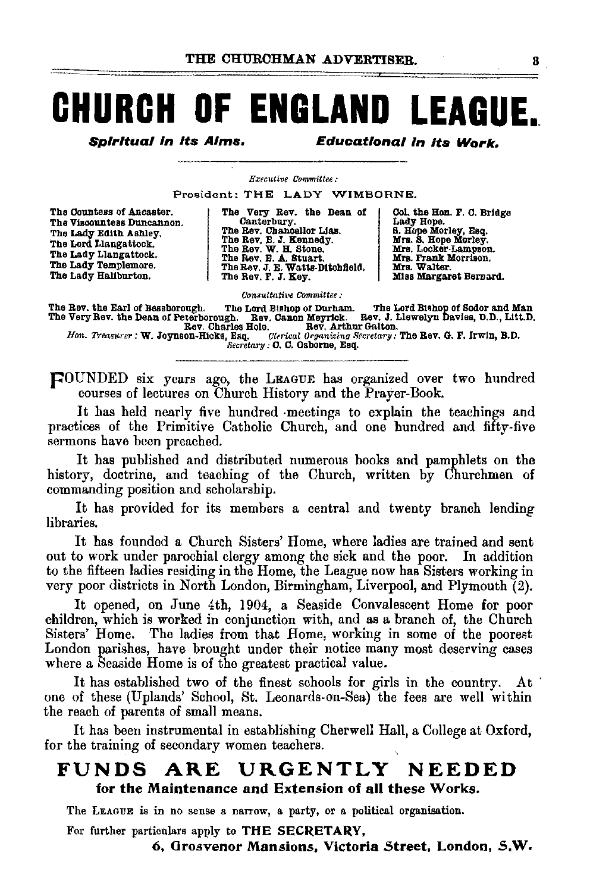# CHURCH OF ENGLAND LEAGUE.

***Spiritual in its Aims.*** ***Educational in its Work.***

*Executive Committee:*

President: THE LADY WIMBORNE.

The Countess of Ancaster.
The Viscountess Duncannon.
The Lady Edith Ashley.
The Lord Llangattock.
The Lady Llangattock.
The Lady Templemore.
The Lady Haliburton.

The Very Rev. the Dean of Canterbury.
The Rev. Chancellor Lias.
The Rev. E. J. Kennedy.
The Rev. W. H. Stone.
The Rev. E. A. Stuart.
The Rev. J. E. Watts-Ditchfield.
The Rev. F. J. Key.

Col. the Hon. F. C. Bridge
Lady Hope.
S. Hope Morley, Esq.
Mrs. S. Hope Morley.
Mrs. Locker-Lampson.
Mrs. Frank Morrison.
Mrs. Walter.
Miss Margaret Bernard.

*Consultative Committee:*

The Rev. the Earl of Bessborough. The Lord Bishop of Durham. The Lord Bishop of Sodor and Man
The Very Rev. the Dean of Peterborough. Rev. Canon Meyrick. Rev. J. Llewelyn Davies, D.D., Litt.D.
Rev. Charles Hole. Rev. Arthur Galton.
*Hon. Treasurer:* W. Joynson-Hicks, Esq. *Clerical Organizing Secretary:* The Rev. G. F. Irwin, B.D.
*Secretary:* O. C. Osborne, Esq.

FOUNDED six years ago, the LEAGUE has organized over two hundred courses of lectures on Church History and the Prayer-Book.

It has held nearly five hundred meetings to explain the teachings and practices of the Primitive Catholic Church, and one hundred and fifty-five sermons have been preached.

It has published and distributed numerous books and pamphlets on the history, doctrine, and teaching of the Church, written by Churchmen of commanding position and scholarship.

It has provided for its members a central and twenty branch lending libraries.

It has founded a Church Sisters' Home, where ladies are trained and sent out to work under parochial clergy among the sick and the poor. In addition to the fifteen ladies residing in the Home, the League now has Sisters working in very poor districts in North London, Birmingham, Liverpool, and Plymouth (2).

It opened, on June 4th, 1904, a Seaside Convalescent Home for poor children, which is worked in conjunction with, and as a branch of, the Church Sisters' Home. The ladies from that Home, working in some of the poorest London parishes, have brought under their notice many most deserving cases where a Seaside Home is of the greatest practical value.

It has established two of the finest schools for girls in the country. At one of these (Uplands' School, St. Leonards-on-Sea) the fees are well within the reach of parents of small means.

It has been instrumental in establishing Cherwell Hall, a College at Oxford, for the training of secondary women teachers.

## FUNDS ARE URGENTLY NEEDED

**for the Maintenance and Extension of all these Works.**

The LEAGUE is in no sense a narrow, a party, or a political organisation.

For further particulars apply to **THE SECRETARY,**

**6, Grosvenor Mansions, Victoria Street, London, S.W.**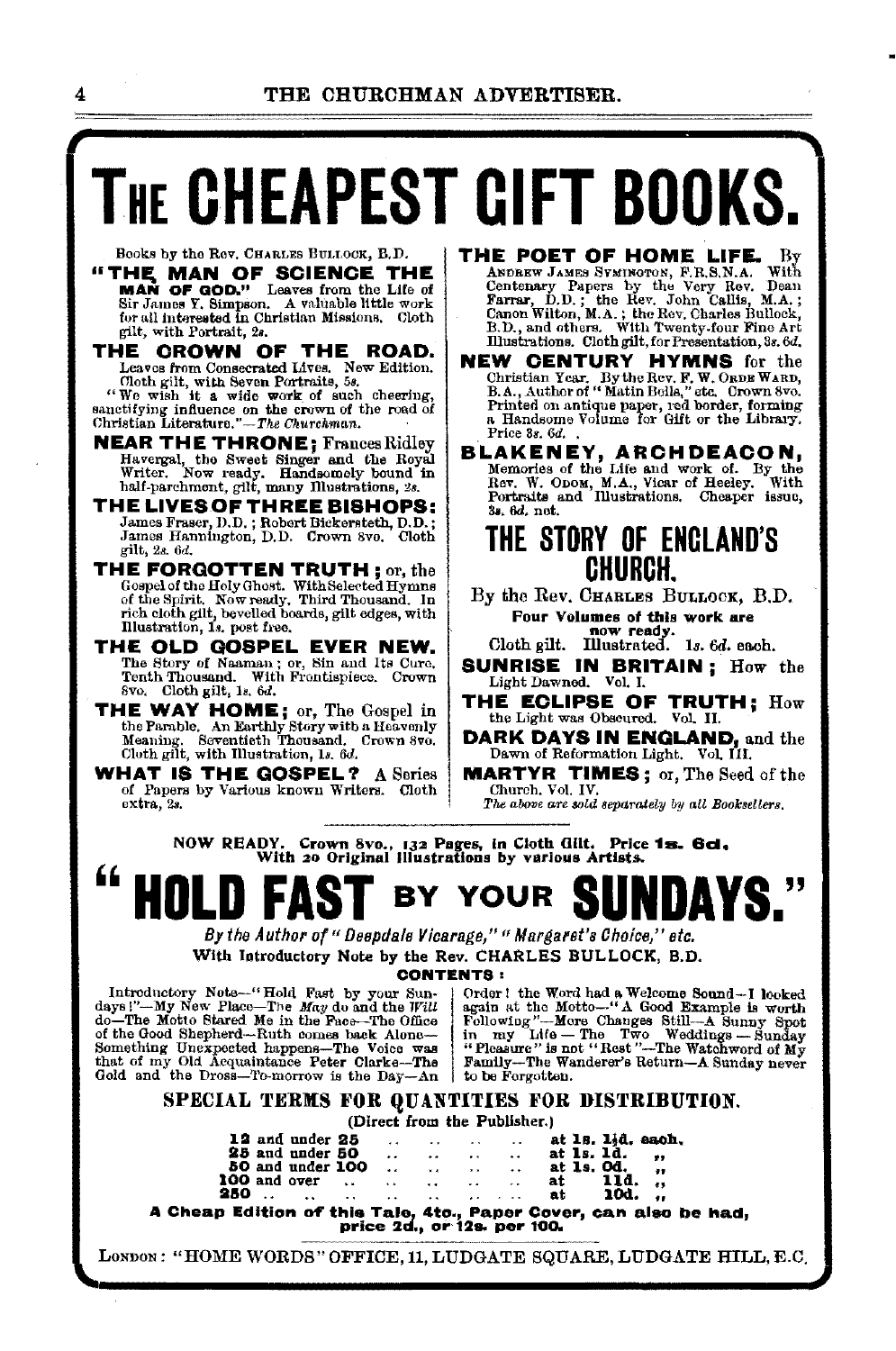# THE CHEAPEST GIFT BOOKS.

Books by the Rev. Charles Bullock, B.D.

**"THE MAN OF SCIENCE THE MAN OF GOD."** Leaves from the Life of Sir James Y. Simpson. A valuable little work for all interested in Christian Missions. Cloth gilt, with Portrait, 2s.

**THE CROWN OF THE ROAD.** Leaves from Consecrated Lives. New Edition. Cloth gilt, with Seven Portraits, 5s.
"We wish it a wide work of such cheering, sanctifying influence on the crown of the road of Christian Literature."—*The Churchman.*

**NEAR THE THRONE;** Frances Ridley Havergal, the Sweet Singer and the Royal Writer. Now ready. Handsomely bound in half-parchment, gilt, many Illustrations, 2s.

**THE LIVES OF THREE BISHOPS:** James Fraser, D.D.; Robert Bickersteth, D.D.; James Hannington, D.D. Crown 8vo. Cloth gilt, 2s. 6d.

**THE FORGOTTEN TRUTH;** or, the Gospel of the Holy Ghost. With Selected Hymns of the Spirit. Now ready. Third Thousand. In rich cloth gilt, bevelled boards, gilt edges, with Illustration, 1s. post free.

**THE OLD GOSPEL EVER NEW.** The Story of Naaman; or, Sin and its Cure. Tenth Thousand. With Frontispiece. Crown 8vo. Cloth gilt, 1s. 6d.

**THE WAY HOME;** or, The Gospel in the Parable. An Earthly Story with a Heavenly Meaning. Seventieth Thousand. Crown 8vo. Cloth gilt, with Illustration, 1s. 6d.

**WHAT IS THE GOSPEL?** A Series of Papers by Various known Writers. Cloth extra, 2s.

**THE POET OF HOME LIFE.** By Andrew James Symington, F.R.S.N.A. With Centenary Papers by the Very Rev. Dean Farrar, D.D.; the Rev. John Callis, M.A.; Canon Wilton, M.A.; the Rev. Charles Bullock, B.D., and others. With Twenty-four Fine Art Illustrations. Cloth gilt, for Presentation, 3s. 6d.

**NEW CENTURY HYMNS** for the Christian Year. By the Rev. F. W. Orde Ward, B.A., Author of "Matin Bells," etc. Crown 8vo. Printed on antique paper, red border, forming a Handsome Volume for Gift or the Library. Price 3s. 6d.

**BLAKENEY, ARCHDEACON,** Memories of the Life and work of. By the Rev. W. Odom, M.A., Vicar of Heeley. With Portraits and Illustrations. Cheaper issue, 3s. 6d. net.

## THE STORY OF ENGLAND'S CHURCH.

By the Rev. Charles Bullock, B.D.

**Four Volumes of this work are now ready.**

Cloth gilt. Illustrated. 1s. 6d. each.

**SUNRISE IN BRITAIN;** How the Light Dawned. Vol. I.

**THE ECLIPSE OF TRUTH;** How the Light was Obscured. Vol. II.

**DARK DAYS IN ENGLAND,** and the Dawn of Reformation Light. Vol. III.

**MARTYR TIMES;** or, The Seed of the Church. Vol. IV.

*The above are sold separately by all Booksellers.*

---

**NOW READY. Crown 8vo., 132 Pages, in Cloth Gilt. Price 1s. 6d. With 20 Original Illustrations by various Artists.**

# "HOLD FAST BY YOUR SUNDAYS."

*By the Author of "Deepdale Vicarage," "Margaret's Choice," etc.*

**With Introductory Note by the Rev. CHARLES BULLOCK, B.D.**

**CONTENTS:**

Introductory Note—"Hold Fast by your Sundays!"—My New Place—The *May* do and the *Will* do—The Motto Stared Me in the Face—The Office of the Good Shepherd—Ruth comes back Alone—Something Unexpected happens—The Voice was that of my Old Acquaintance Peter Clarke—The Gold and the Dross—To-morrow is the Day—An Order! the Word had a Welcome Sound—I looked again at the Motto—"A Good Example is worth Following"—More Changes Still—A Sunny Spot in my Life—The Two Weddings—Sunday "Pleasure" is not "Rest"—The Watchword of My Family—The Wanderer's Return—A Sunday never to be Forgotten.

## SPECIAL TERMS FOR QUANTITIES FOR DISTRIBUTION.

(Direct from the Publisher.)

| | |
|---|---|
| 12 and under 25 | at 1s. 1½d. each. |
| 25 and under 50 | at 1s. 1d. ,, |
| 50 and under 100 | at 1s. 0d. ,, |
| 100 and over | at 11d. ,, |
| 250 | at 10d. ,, |

**A Cheap Edition of this Tale, 4to., Paper Cover, can also be had, price 2d., or 12s. per 100.**

London: "HOME WORDS" OFFICE, 11, LUDGATE SQUARE, LUDGATE HILL, E.C.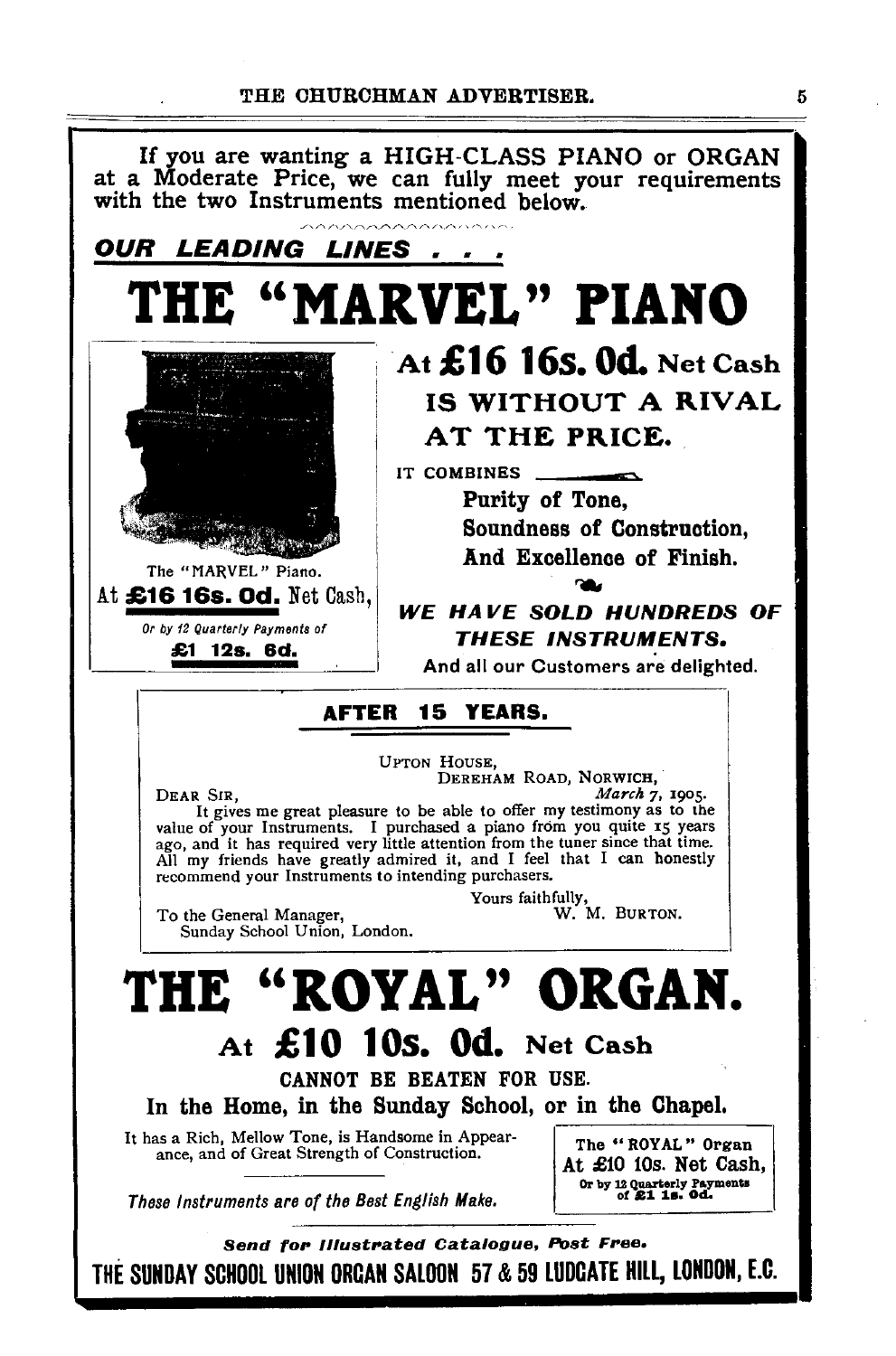If you are wanting a HIGH-CLASS PIANO or ORGAN at a Moderate Price, we can fully meet your requirements with the two Instruments mentioned below.

***OUR LEADING LINES . . .***

# THE "MARVEL" PIANO

The "MARVEL" Piano.
At **£16 16s. 0d.** Net Cash,
*Or by 12 Quarterly Payments of*
**£1 12s. 6d.**

## At £16 16s. 0d. Net Cash

**IS WITHOUT A RIVAL AT THE PRICE.**

IT COMBINES

**Purity of Tone,**
**Soundness of Construction,**
**And Excellence of Finish.**

***WE HAVE SOLD HUNDREDS OF THESE INSTRUMENTS.***

And all our Customers are delighted.

### AFTER 15 YEARS.

UPTON HOUSE,
DEREHAM ROAD, NORWICH,
*March* 7, 1905.

DEAR SIR,

It gives me great pleasure to be able to offer my testimony as to the value of your Instruments. I purchased a piano from you quite 15 years ago, and it has required very little attention from the tuner since that time. All my friends have greatly admired it, and I feel that I can honestly recommend your Instruments to intending purchasers.

Yours faithfully,
W. M. BURTON.

To the General Manager,
Sunday School Union, London.

# THE "ROYAL" ORGAN.

## At £10 10s. 0d. Net Cash

**CANNOT BE BEATEN FOR USE.**

**In the Home, in the Sunday School, or in the Chapel.**

It has a Rich, Mellow Tone, is Handsome in Appearance, and of Great Strength of Construction.

*These Instruments are of the Best English Make.*

The "ROYAL" Organ
At £10 10s. Net Cash,
Or by 12 Quarterly Payments of £1 1s. 0d.

***Send for Illustrated Catalogue, Post Free.***

**THE SUNDAY SCHOOL UNION ORGAN SALOON 57 & 59 LUDGATE HILL, LONDON, E.C.**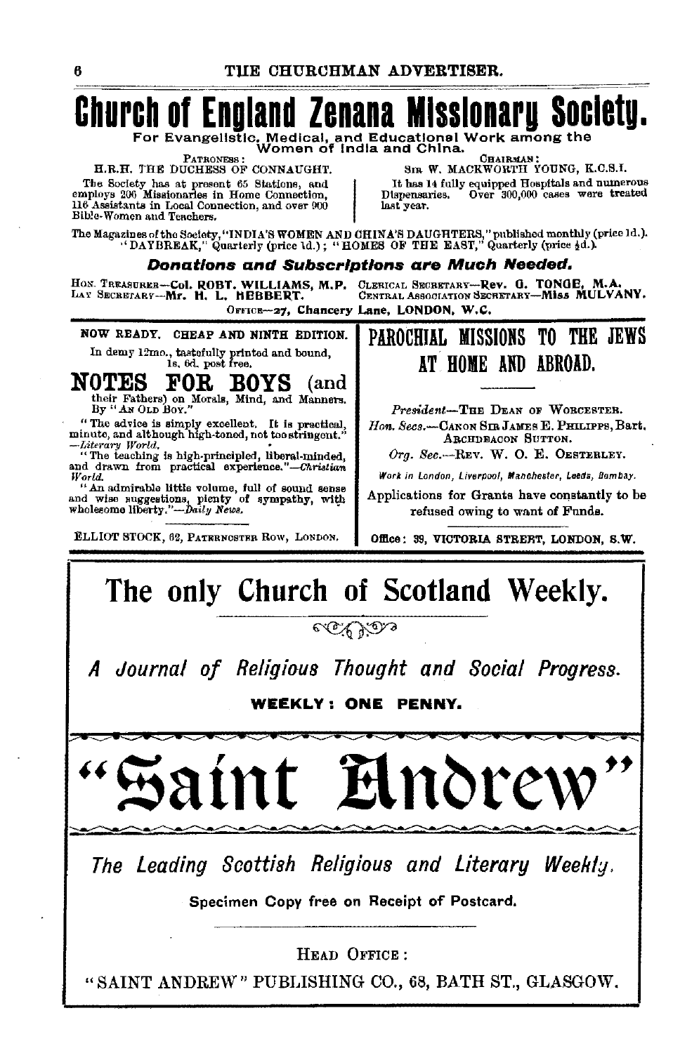# Church of England Zenana Missionary Society.

For Evangelistic, Medical, and Educational Work among the Women of India and China.

PATRONESS:
H.R.H. THE DUCHESS OF CONNAUGHT.

The Society has at present 65 Stations, and employs 206 Missionaries in Home Connection, 116 Assistants in Local Connection, and over 900 Bible-Women and Teachers.

CHAIRMAN:
SIR W. MACKWORTH YOUNG, K.C.S.I.

It has 14 fully equipped Hospitals and numerous Dispensaries. Over 300,000 cases were treated last year.

The Magazines of the Society, "INDIA'S WOMEN AND CHINA'S DAUGHTERS," published monthly (price 1d.). "DAYBREAK," Quarterly (price 1d.); "HOMES OF THE EAST," Quarterly (price ½d.).

***Donations and Subscriptions are Much Needed.***

HON. TREASURER—**Col. ROBT. WILLIAMS, M.P.** CLERICAL SECRETARY—**Rev. G. TONGE, M.A.**
LAY SECRETARY—**Mr. H. L. HEBBERT.** CENTRAL ASSOCIATION SECRETARY—**Miss MULVANY.**

OFFICE—**27, Chancery Lane, LONDON, W.C.**

---

NOW READY. CHEAP AND NINTH EDITION.

In demy 12mo., tastefully printed and bound, 1s. 6d. post free.

## NOTES FOR BOYS (and their Fathers) on Morals, Mind, and Manners.

By "AN OLD BOY."

"The advice is simply excellent. It is practical, minute, and although high-toned, not too stringent." —*Literary World.*

"The teaching is high-principled, liberal-minded, and drawn from practical experience."—*Christian World.*

"An admirable little volume, full of sound sense and wise suggestions, plenty of sympathy, with wholesome liberty."—*Daily News.*

ELLIOT STOCK, 62, PATERNOSTER ROW, LONDON.

---

## PAROCHIAL MISSIONS TO THE JEWS AT HOME AND ABROAD.

*President*—THE DEAN OF WORCESTER.

*Hon. Secs.*—CANON SIR JAMES E. PHILIPPS, Bart. ARCHDEACON SUTTON.

*Org. Sec.*—REV. W. O. E. OESTERLEY.

*Work in London, Liverpool, Manchester, Leeds, Bombay.*

Applications for Grants have constantly to be refused owing to want of Funds.

Office: 39, VICTORIA STREET, LONDON, S.W.

---

# The only Church of Scotland Weekly.

*A Journal of Religious Thought and Social Progress.*

**WEEKLY: ONE PENNY.**

# "Saint Andrew"

*The Leading Scottish Religious and Literary Weekly.*

Specimen Copy free on Receipt of Postcard.

HEAD OFFICE:

"SAINT ANDREW" PUBLISHING CO., 68, BATH ST., GLASGOW.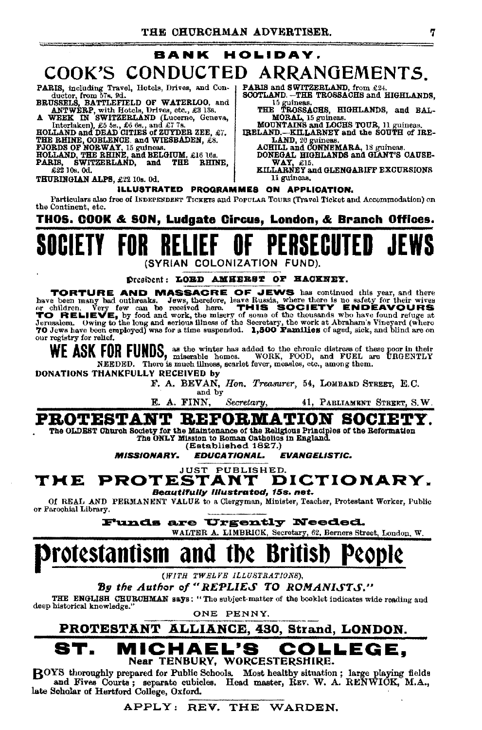## BANK HOLIDAY.

# COOK'S CONDUCTED ARRANGEMENTS.

**PARIS**, including Travel, Hotels, Drives, and Conductor, from 57s. 9d.
**BRUSSELS, BATTLEFIELD OF WATERLOO**, and **ANTWERP**, with Hotels, Drives, etc., £3 13s.
**A WEEK IN SWITZERLAND** (Lucerne, Geneva, Interlaken), £5 5s., £6 6s., and £7 7s.
**HOLLAND and DEAD CITIES of ZUYDER ZEE**, £7.
**THE RHINE, COBLENCE, and WIESBADEN**, £8.
**FJORDS OF NORWAY**, 15 guineas.
**HOLLAND, THE RHINE, and BELGIUM**, £16 16s.
**PARIS, SWITZERLAND, and THE RHINE**, £22 10s. 0d.
**THURINGIAN ALPS**, £22 10s. 0d.

**PARIS and SWITZERLAND**, from £24.
**SCOTLAND.—THE TROSSACHS and HIGHLANDS**, 15 guineas.
**THE TROSSACHS, HIGHLANDS, and BALMORAL**, 15 guineas.
**MOUNTAINS and LOCHS TOUR**, 11 guineas.
**IRELAND.—KILLARNEY and the SOUTH of IRELAND**, 20 guineas.
**ACHILL and CONNEMARA**, 18 guineas.
**DONEGAL HIGHLANDS and GIANT'S CAUSEWAY**, £15.
**KILLARNEY and GLENGARIFF EXCURSIONS** 11 guineas.

**ILLUSTRATED PROGRAMMES ON APPLICATION.**

Particulars also free of INDEPENDENT TICKETS and POPULAR TOURS (Travel Ticket and Accommodation) on the Continent, etc.

**THOS. COOK & SON, Ludgate Circus, London, & Branch Offices.**

---

# SOCIETY FOR RELIEF OF PERSECUTED JEWS

(SYRIAN COLONIZATION FUND).

President: **LORD AMHERST OF HACKNEY.**

**TORTURE AND MASSACRE OF JEWS** has continued this year, and there have been many bad outbreaks. Jews, therefore, leave Russia, where there is no safety for their wives or children. Very few can be received here. **THIS SOCIETY ENDEAVOURS TO RELIEVE,** by food and work, the misery of some of the thousands who have found refuge at Jerusalem. Owing to the long and serious illness of the Secretary, the work at Abraham's Vineyard (where **70** Jews have been employed) was for a time suspended. **1,500 Families** of aged, sick, and blind are on our registry for relief.

**WE ASK FOR FUNDS,** as the winter has added to the chronic distress of these poor in their miserable homes. WORK, FOOD, and FUEL are URGENTLY NEEDED. There is much illness, scarlet fever, measles, etc., among them.

**DONATIONS THANKFULLY RECEIVED by**

F. A. BEVAN, *Hon. Treasurer*, 54, LOMBARD STREET, E.C.
and by
E. A. FINN, *Secretary*, 41, PARLIAMENT STREET, S.W.

---

# PROTESTANT REFORMATION SOCIETY.

**The OLDEST Church Society for the Maintenance of the Religious Principles of the Reformation**
**The ONLY Mission to Roman Catholics in England.**
(Established 1827.)

***MISSIONARY. EDUCATIONAL. EVANGELISTIC.***

JUST PUBLISHED.

## THE PROTESTANT DICTIONARY.

***Beautifully Illustrated, 15s. net.***

Of REAL AND PERMANENT VALUE to a Clergyman, Minister, Teacher, Protestant Worker, Public or Parochial Library.

**Funds are Urgently Needed.**

WALTER A. LIMBRICK, Secretary, 62, Berners Street, London, W.

---

# Protestantism and the British People

(*WITH TWELVE ILLUSTRATIONS*),

***By the Author of "REPLIES TO ROMANISTS."***

THE ENGLISH CHURCHMAN says: "The subject-matter of the booklet indicates wide reading and deep historical knowledge."

ONE PENNY.

**PROTESTANT ALLIANCE, 430, Strand, LONDON.**

---

# ST. MICHAEL'S COLLEGE,

**Near TENBURY, WORCESTERSHIRE.**

BOYS thoroughly prepared for Public Schools. Most healthy situation; large playing fields and Fives Courts; separate cubicles. Head master, REV. W. A. RENWICK, M.A., late Scholar of Hertford College, Oxford.

APPLY: REV. THE WARDEN.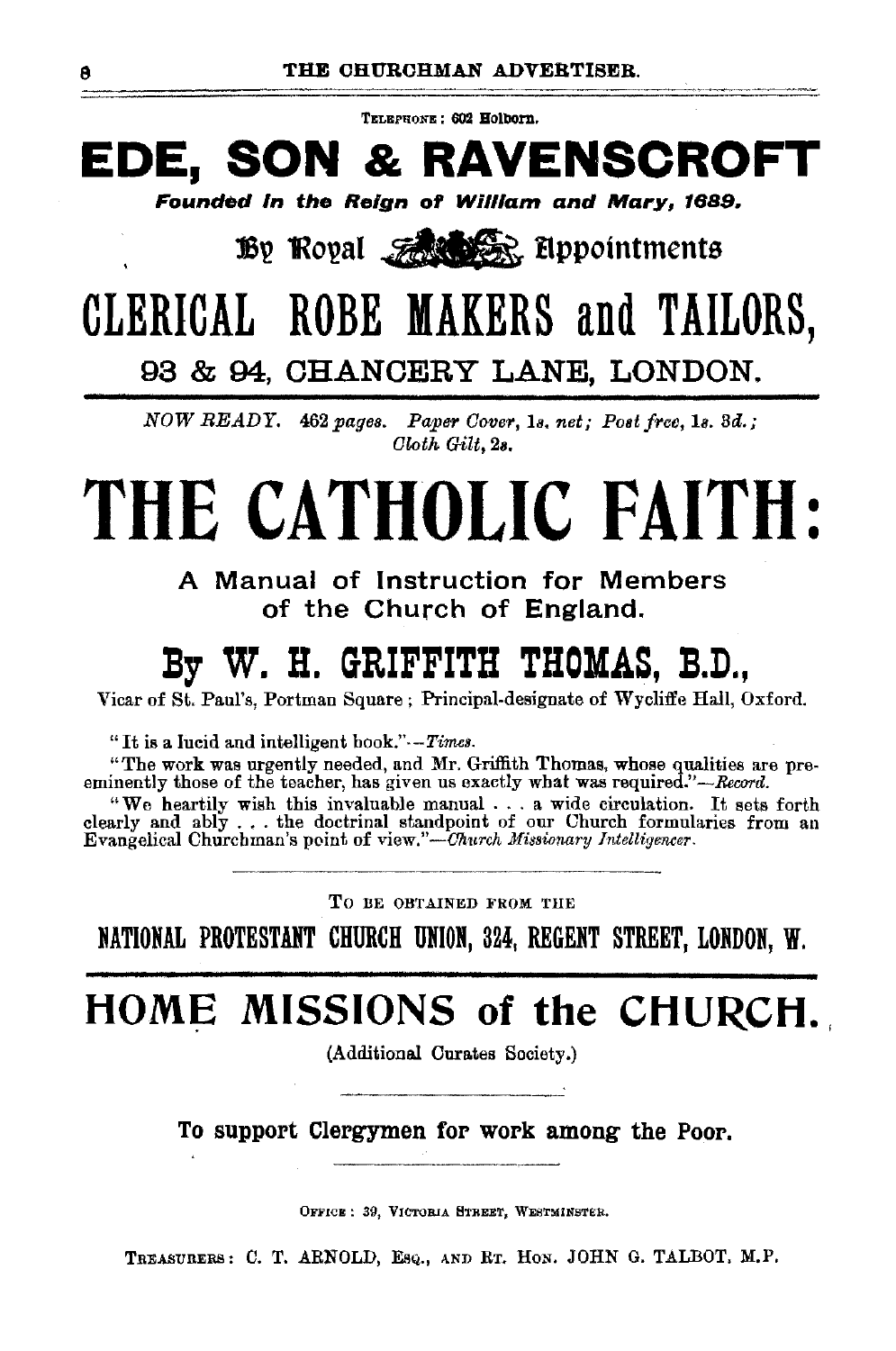TELEPHONE: 602 Holborn.

# EDE, SON & RAVENSCROFT

***Founded in the Reign of William and Mary, 1689.***

By Royal Appointments

# CLERICAL ROBE MAKERS and TAILORS,

## 93 & 94, CHANCERY LANE, LONDON.

---

*NOW READY.* 462 *pages.* *Paper Cover,* 1s. *net; Post free,* 1s. 3d.; *Cloth Gilt,* 2s.

# THE CATHOLIC FAITH:

## A Manual of Instruction for Members of the Church of England.

## By W. H. GRIFFITH THOMAS, B.D.,

Vicar of St. Paul's, Portman Square; Principal-designate of Wycliffe Hall, Oxford.

"It is a lucid and intelligent book."—*Times.*

"The work was urgently needed, and Mr. Griffith Thomas, whose qualities are pre-eminently those of the teacher, has given us exactly what was required."—*Record.*

"We heartily wish this invaluable manual . . . a wide circulation. It sets forth clearly and ably . . . the doctrinal standpoint of our Church formularies from an Evangelical Churchman's point of view."—*Church Missionary Intelligencer.*

---

TO BE OBTAINED FROM THE

**NATIONAL PROTESTANT CHURCH UNION, 324, REGENT STREET, LONDON, W.**

---

# HOME MISSIONS of the CHURCH.

(Additional Curates Society.)

---

**To support Clergymen for work among the Poor.**

---

OFFICE: 39, VICTORIA STREET, WESTMINSTER.

TREASURERS: C. T. ARNOLD, ESQ., AND RT. HON. JOHN G. TALBOT, M.P.